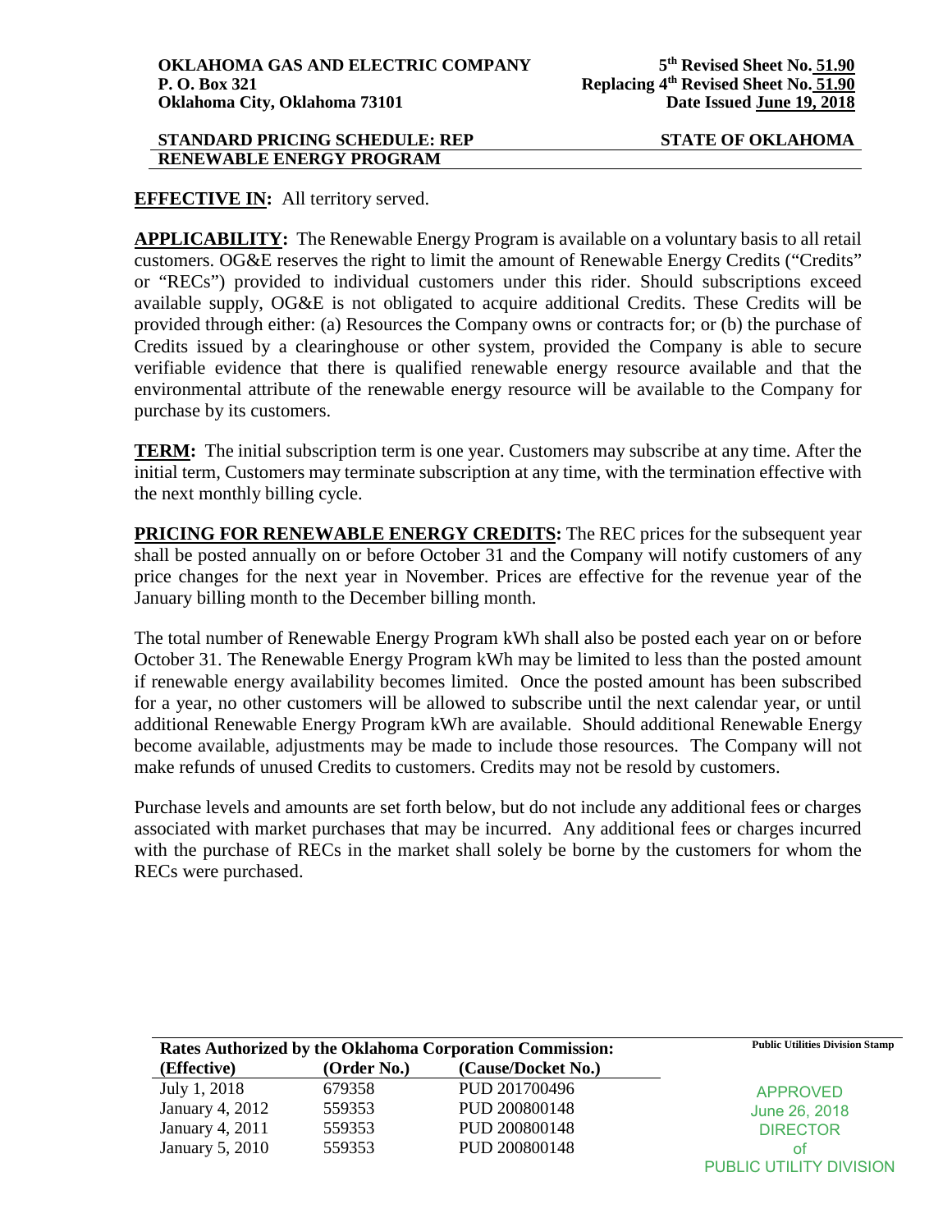**OKLAHOMA GAS AND ELECTRIC COMPANY**
**P. O. Box 321**
**Oklahoma City, Oklahoma 73101**

**5th Revised Sheet No. 51.90**
**Replacing 4th Revised Sheet No. 51.90**
**Date Issued June 19, 2018**

**STANDARD PRICING SCHEDULE: REP**
**RENEWABLE ENERGY PROGRAM**

**STATE OF OKLAHOMA**

**EFFECTIVE IN:** All territory served.

**APPLICABILITY:** The Renewable Energy Program is available on a voluntary basis to all retail customers. OG&E reserves the right to limit the amount of Renewable Energy Credits ("Credits" or "RECs") provided to individual customers under this rider. Should subscriptions exceed available supply, OG&E is not obligated to acquire additional Credits. These Credits will be provided through either: (a) Resources the Company owns or contracts for; or (b) the purchase of Credits issued by a clearinghouse or other system, provided the Company is able to secure verifiable evidence that there is qualified renewable energy resource available and that the environmental attribute of the renewable energy resource will be available to the Company for purchase by its customers.

**TERM:** The initial subscription term is one year. Customers may subscribe at any time. After the initial term, Customers may terminate subscription at any time, with the termination effective with the next monthly billing cycle.

**PRICING FOR RENEWABLE ENERGY CREDITS:** The REC prices for the subsequent year shall be posted annually on or before October 31 and the Company will notify customers of any price changes for the next year in November. Prices are effective for the revenue year of the January billing month to the December billing month.

The total number of Renewable Energy Program kWh shall also be posted each year on or before October 31. The Renewable Energy Program kWh may be limited to less than the posted amount if renewable energy availability becomes limited. Once the posted amount has been subscribed for a year, no other customers will be allowed to subscribe until the next calendar year, or until additional Renewable Energy Program kWh are available. Should additional Renewable Energy become available, adjustments may be made to include those resources. The Company will not make refunds of unused Credits to customers. Credits may not be resold by customers.

Purchase levels and amounts are set forth below, but do not include any additional fees or charges associated with market purchases that may be incurred. Any additional fees or charges incurred with the purchase of RECs in the market shall solely be borne by the customers for whom the RECs were purchased.

**Rates Authorized by the Oklahoma Corporation Commission:**

| (Effective) | (Order No.) | (Cause/Docket No.) |
|---|---|---|
| July 1, 2018 | 679358 | PUD 201700496 |
| January 4, 2012 | 559353 | PUD 200800148 |
| January 4, 2011 | 559353 | PUD 200800148 |
| January 5, 2010 | 559353 | PUD 200800148 |

**Public Utilities Division Stamp**

APPROVED
June 26, 2018
DIRECTOR
of
PUBLIC UTILITY DIVISION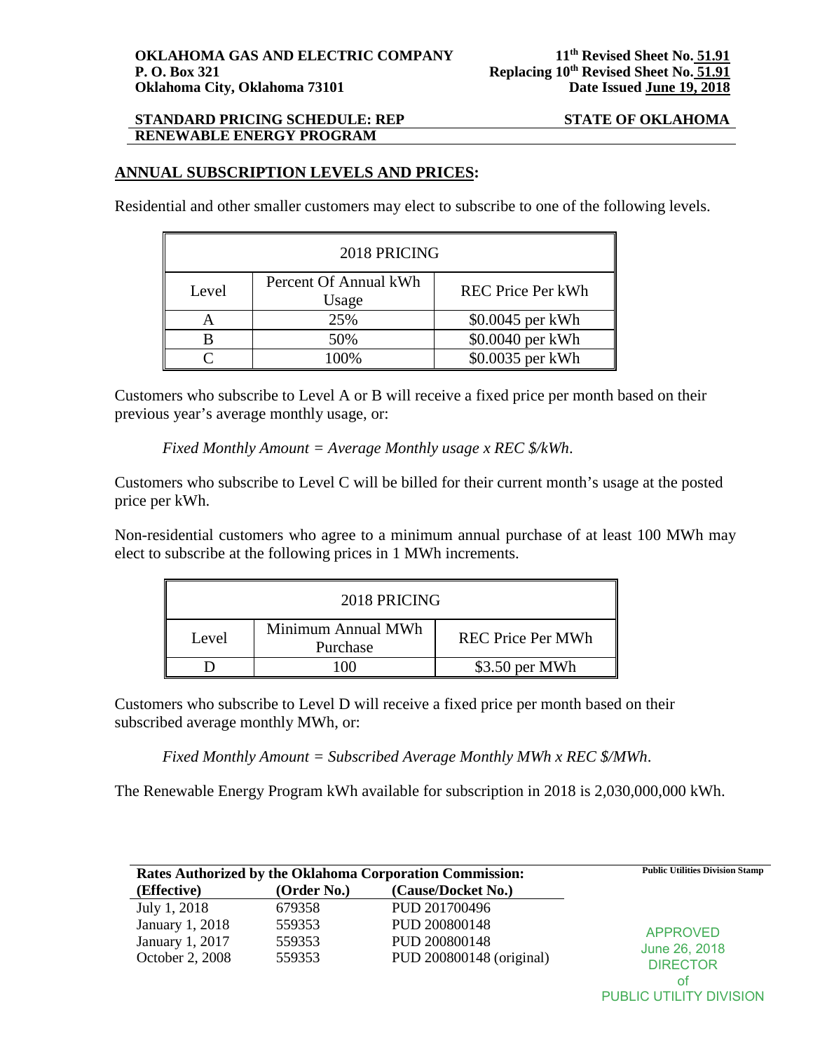**OKLAHOMA GAS AND ELECTRIC COMPANY**
**P. O. Box 321**
**Oklahoma City, Oklahoma 73101**

**11th Revised Sheet No. 51.91**
**Replacing 10th Revised Sheet No. 51.91**
**Date Issued June 19, 2018**

**STANDARD PRICING SCHEDULE: REP**
**RENEWABLE ENERGY PROGRAM**

**STATE OF OKLAHOMA**

## ANNUAL SUBSCRIPTION LEVELS AND PRICES:

Residential and other smaller customers may elect to subscribe to one of the following levels.

| 2018 PRICING | | |
|---|---|---|
| Level | Percent Of Annual kWh Usage | REC Price Per kWh |
| A | 25% | $0.0045 per kWh |
| B | 50% | $0.0040 per kWh |
| C | 100% | $0.0035 per kWh |

Customers who subscribe to Level A or B will receive a fixed price per month based on their previous year's average monthly usage, or:

*Fixed Monthly Amount = Average Monthly usage x REC $/kWh.*

Customers who subscribe to Level C will be billed for their current month's usage at the posted price per kWh.

Non-residential customers who agree to a minimum annual purchase of at least 100 MWh may elect to subscribe at the following prices in 1 MWh increments.

| 2018 PRICING | | |
|---|---|---|
| Level | Minimum Annual MWh Purchase | REC Price Per MWh |
| D | 100 | $3.50 per MWh |

Customers who subscribe to Level D will receive a fixed price per month based on their subscribed average monthly MWh, or:

*Fixed Monthly Amount = Subscribed Average Monthly MWh x REC $/MWh.*

The Renewable Energy Program kWh available for subscription in 2018 is 2,030,000,000 kWh.

**Rates Authorized by the Oklahoma Corporation Commission:**

| (Effective) | (Order No.) | (Cause/Docket No.) |
|---|---|---|
| July 1, 2018 | 679358 | PUD 201700496 |
| January 1, 2018 | 559353 | PUD 200800148 |
| January 1, 2017 | 559353 | PUD 200800148 |
| October 2, 2008 | 559353 | PUD 200800148 (original) |

**Public Utilities Division Stamp**

APPROVED
June 26, 2018
DIRECTOR
of
PUBLIC UTILITY DIVISION